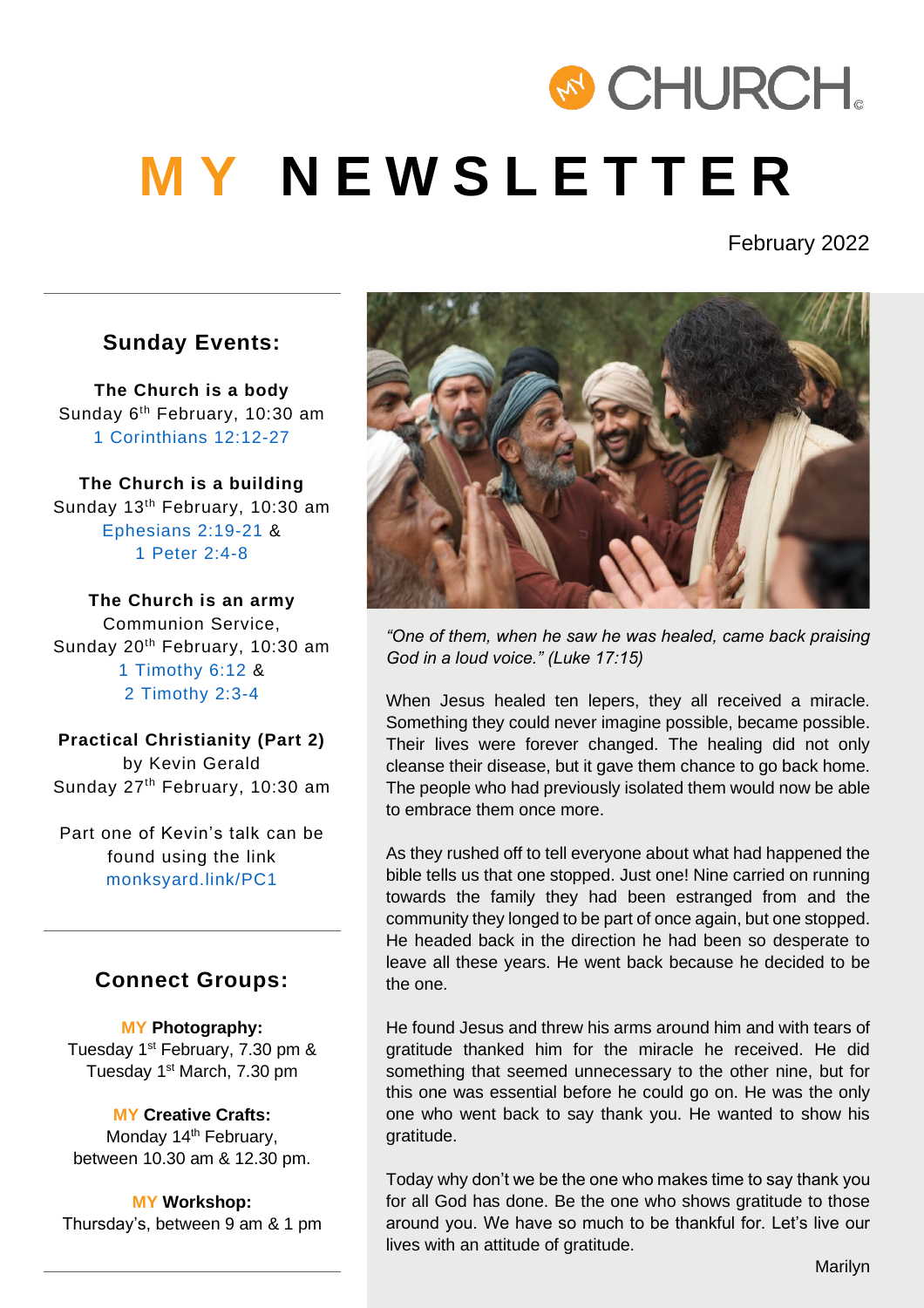MY CHURCH

# MY NEWSLETTER

February 2022

## Sunday Events:

**The Church is a body**
Sunday 6th February, 10:30 am
1 Corinthians 12:12-27

**The Church is a building**
Sunday 13th February, 10:30 am
Ephesians 2:19-21 &
1 Peter 2:4-8

**The Church is an army**
Communion Service,
Sunday 20th February, 10:30 am
1 Timothy 6:12 &
2 Timothy 2:3-4

**Practical Christianity (Part 2)**
by Kevin Gerald
Sunday 27th February, 10:30 am

Part one of Kevin's talk can be found using the link monksyard.link/PC1

## Connect Groups:

**MY Photography:**
Tuesday 1st February, 7.30 pm &
Tuesday 1st March, 7.30 pm

**MY Creative Crafts:**
Monday 14th February,
between 10.30 am & 12.30 pm.

**MY Workshop:**
Thursday's, between 9 am & 1 pm

*"One of them, when he saw he was healed, came back praising God in a loud voice." (Luke 17:15)*

When Jesus healed ten lepers, they all received a miracle. Something they could never imagine possible, became possible. Their lives were forever changed. The healing did not only cleanse their disease, but it gave them chance to go back home. The people who had previously isolated them would now be able to embrace them once more.

As they rushed off to tell everyone about what had happened the bible tells us that one stopped. Just one! Nine carried on running towards the family they had been estranged from and the community they longed to be part of once again, but one stopped. He headed back in the direction he had been so desperate to leave all these years. He went back because he decided to be the one.

He found Jesus and threw his arms around him and with tears of gratitude thanked him for the miracle he received. He did something that seemed unnecessary to the other nine, but for this one was essential before he could go on. He was the only one who went back to say thank you. He wanted to show his gratitude.

Today why don't we be the one who makes time to say thank you for all God has done. Be the one who shows gratitude to those around you. We have so much to be thankful for. Let's live our lives with an attitude of gratitude.

Marilyn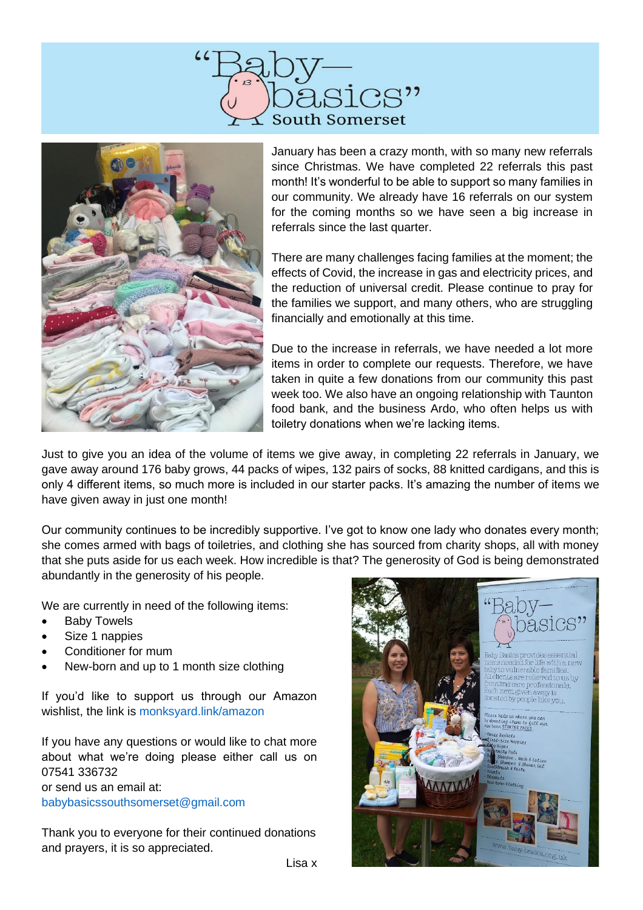# "Baby—basics" South Somerset

January has been a crazy month, with so many new referrals since Christmas. We have completed 22 referrals this past month! It's wonderful to be able to support so many families in our community. We already have 16 referrals on our system for the coming months so we have seen a big increase in referrals since the last quarter.

There are many challenges facing families at the moment; the effects of Covid, the increase in gas and electricity prices, and the reduction of universal credit. Please continue to pray for the families we support, and many others, who are struggling financially and emotionally at this time.

Due to the increase in referrals, we have needed a lot more items in order to complete our requests. Therefore, we have taken in quite a few donations from our community this past week too. We also have an ongoing relationship with Taunton food bank, and the business Ardo, who often helps us with toiletry donations when we're lacking items.

Just to give you an idea of the volume of items we give away, in completing 22 referrals in January, we gave away around 176 baby grows, 44 packs of wipes, 132 pairs of socks, 88 knitted cardigans, and this is only 4 different items, so much more is included in our starter packs. It's amazing the number of items we have given away in just one month!

Our community continues to be incredibly supportive. I've got to know one lady who donates every month; she comes armed with bags of toiletries, and clothing she has sourced from charity shops, all with money that she puts aside for us each week. How incredible is that? The generosity of God is being demonstrated abundantly in the generosity of his people.

We are currently in need of the following items:

- Baby Towels
- Size 1 nappies
- Conditioner for mum
- New-born and up to 1 month size clothing

If you'd like to support us through our Amazon wishlist, the link is monksyard.link/amazon

If you have any questions or would like to chat more about what we're doing please either call us on 07541 336732
or send us an email at:
babybasicssouthsomerset@gmail.com

Thank you to everyone for their continued donations and prayers, it is so appreciated.

Lisa x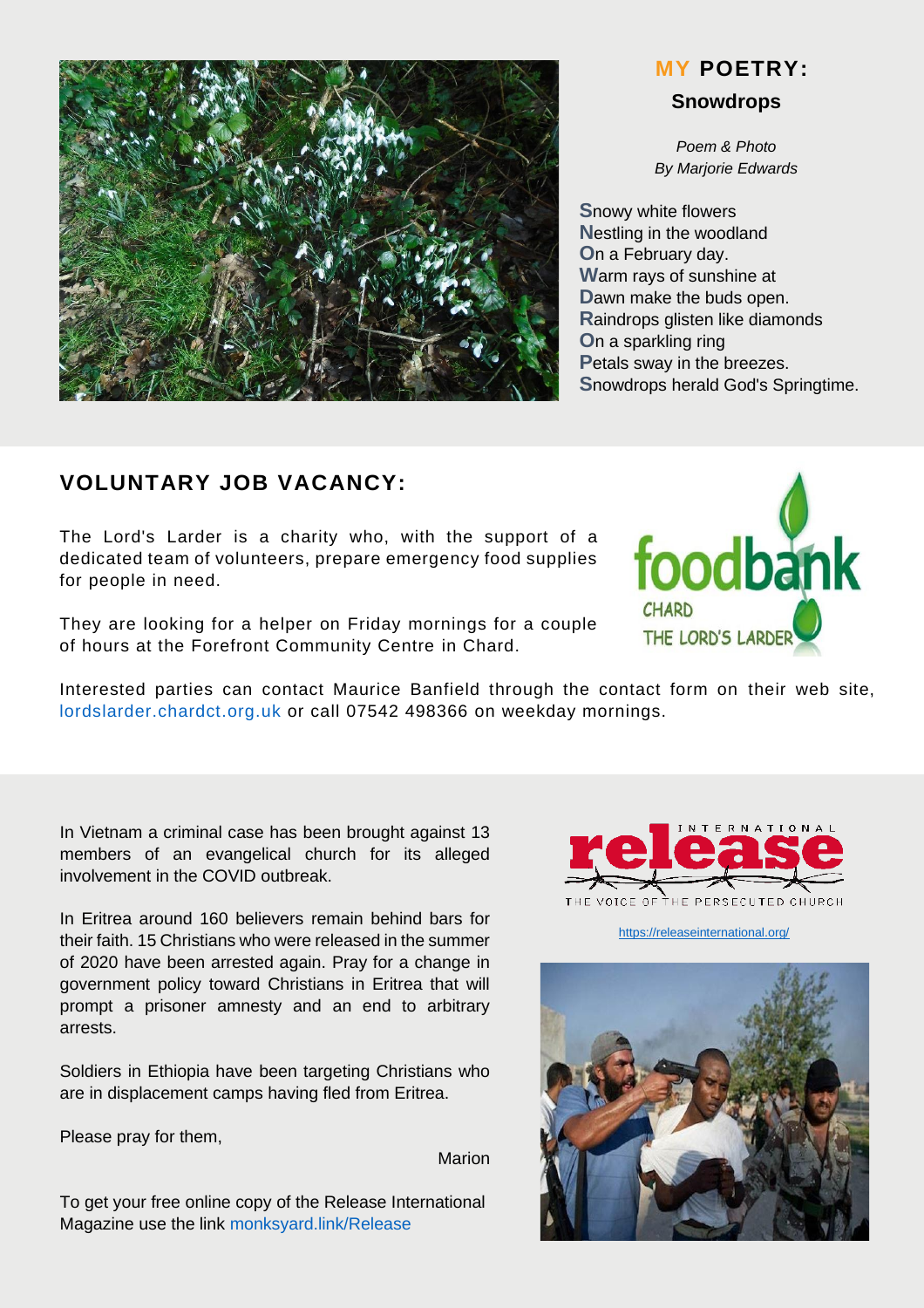## MY POETRY:

### Snowdrops

*Poem & Photo*
*By Marjorie Edwards*

**S**nowy white flowers
**N**estling in the woodland
**O**n a February day.
**W**arm rays of sunshine at
**D**awn make the buds open.
**R**aindrops glisten like diamonds
**O**n a sparkling ring
**P**etals sway in the breezes.
**S**nowdrops herald God's Springtime.

## VOLUNTARY JOB VACANCY:

The Lord's Larder is a charity who, with the support of a dedicated team of volunteers, prepare emergency food supplies for people in need.

They are looking for a helper on Friday mornings for a couple of hours at the Forefront Community Centre in Chard.

Interested parties can contact Maurice Banfield through the contact form on their web site, lordslarder.chardct.org.uk or call 07542 498366 on weekday mornings.

In Vietnam a criminal case has been brought against 13 members of an evangelical church for its alleged involvement in the COVID outbreak.

In Eritrea around 160 believers remain behind bars for their faith. 15 Christians who were released in the summer of 2020 have been arrested again. Pray for a change in government policy toward Christians in Eritrea that will prompt a prisoner amnesty and an end to arbitrary arrests.

Soldiers in Ethiopia have been targeting Christians who are in displacement camps having fled from Eritrea.

Please pray for them,

Marion

To get your free online copy of the Release International Magazine use the link monksyard.link/Release

https://releaseinternational.org/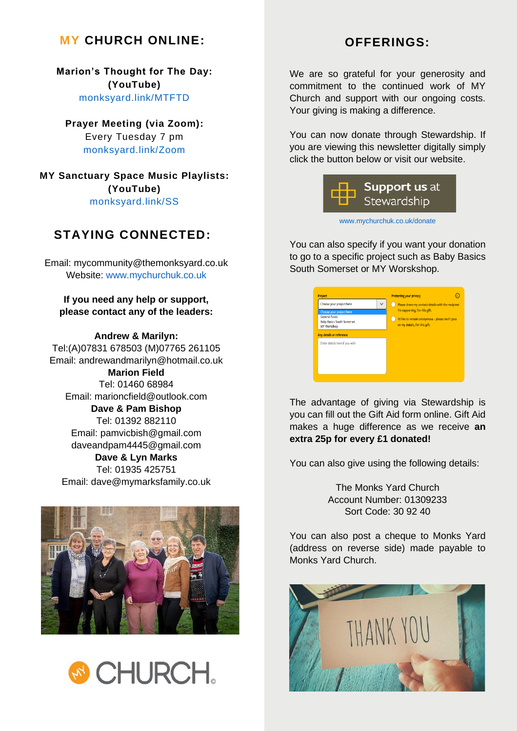## MY CHURCH ONLINE:

**Marion's Thought for The Day: (YouTube)**
monksyard.link/MTFTD

**Prayer Meeting (via Zoom):**
Every Tuesday 7 pm
monksyard.link/Zoom

**MY Sanctuary Space Music Playlists: (YouTube)**
monksyard.link/SS

## STAYING CONNECTED:

Email: mycommunity@themonksyard.co.uk
Website: www.mychurchuk.co.uk

**If you need any help or support, please contact any of the leaders:**

**Andrew & Marilyn:**
Tel:(A)07831 678503 (M)07765 261105
Email: andrewandmarilyn@hotmail.co.uk

**Marion Field**
Tel: 01460 68984
Email: marioncfield@outlook.com

**Dave & Pam Bishop**
Tel: 01392 882110
Email: pamvicbish@gmail.com
daveandpam4445@gmail.com

**Dave & Lyn Marks**
Tel: 01935 425751
Email: dave@mymarksfamily.co.uk

MY CHURCH

## OFFERINGS:

We are so grateful for your generosity and commitment to the continued work of MY Church and support with our ongoing costs. Your giving is making a difference.

You can now donate through Stewardship. If you are viewing this newsletter digitally simply click the button below or visit our website.

Support us at Stewardship

www.mychurchuk.co.uk/donate

You can also specify if you want your donation to go to a specific project such as Baby Basics South Somerset or MY Worskshop.

The advantage of giving via Stewardship is you can fill out the Gift Aid form online. Gift Aid makes a huge difference as we receive **an extra 25p for every £1 donated!**

You can also give using the following details:

The Monks Yard Church
Account Number: 01309233
Sort Code: 30 92 40

You can also post a cheque to Monks Yard (address on reverse side) made payable to Monks Yard Church.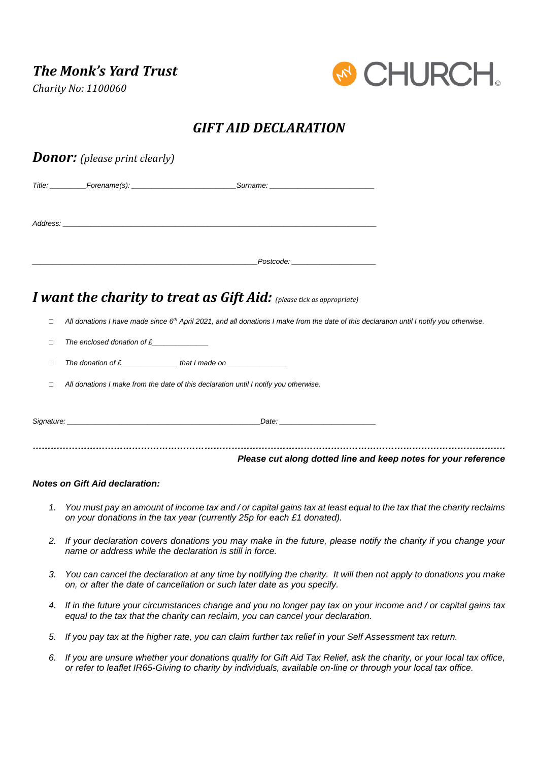***The Monk's Yard Trust***

*Charity No: 1100060*

MY CHURCH©

# *GIFT AID DECLARATION*

## ***Donor:*** *(please print clearly)*

*Title: _________ Forename(s): _________________________ Surname: _________________________*

*Address: ___________________________________________________________________________*

*_______________________________________________________ Postcode: ____________________*

## *I want the charity to treat as Gift Aid: (please tick as appropriate)*

- ☐ *All donations I have made since 6th April 2021, and all donations I make from the date of this declaration until I notify you otherwise.*
- ☐ *The enclosed donation of £______________*
- ☐ *The donation of £______________ that I made on ______________*
- ☐ *All donations I make from the date of this declaration until I notify you otherwise.*

*Signature: _______________________________________________ Date: _______________________*

*...................................................................................................................................................*

***Please cut along dotted line and keep notes for your reference***

***Notes on Gift Aid declaration:***

1. *You must pay an amount of income tax and / or capital gains tax at least equal to the tax that the charity reclaims on your donations in the tax year (currently 25p for each £1 donated).*
2. *If your declaration covers donations you may make in the future, please notify the charity if you change your name or address while the declaration is still in force.*
3. *You can cancel the declaration at any time by notifying the charity. It will then not apply to donations you make on, or after the date of cancellation or such later date as you specify.*
4. *If in the future your circumstances change and you no longer pay tax on your income and / or capital gains tax equal to the tax that the charity can reclaim, you can cancel your declaration.*
5. *If you pay tax at the higher rate, you can claim further tax relief in your Self Assessment tax return.*
6. *If you are unsure whether your donations qualify for Gift Aid Tax Relief, ask the charity, or your local tax office, or refer to leaflet IR65-Giving to charity by individuals, available on-line or through your local tax office.*